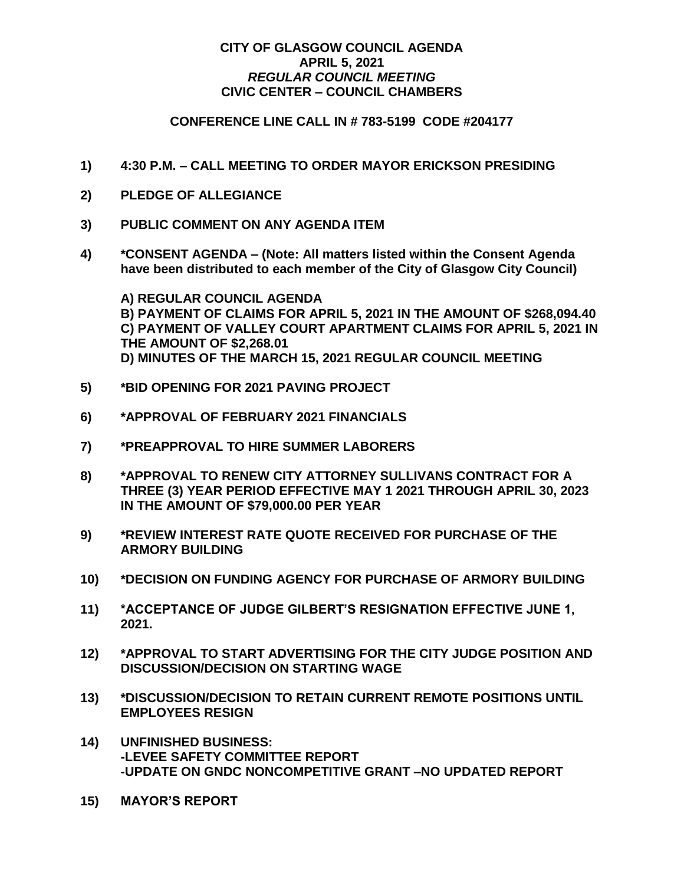# CITY OF GLASGOW COUNCIL AGENDA
## APRIL 5, 2021
### *REGULAR COUNCIL MEETING*
### CIVIC CENTER – COUNCIL CHAMBERS

**CONFERENCE LINE CALL IN # 783-5199 CODE #204177**

1) **4:30 P.M. – CALL MEETING TO ORDER MAYOR ERICKSON PRESIDING**

2) **PLEDGE OF ALLEGIANCE**

3) **PUBLIC COMMENT ON ANY AGENDA ITEM**

4) **\*CONSENT AGENDA – (Note: All matters listed within the Consent Agenda have been distributed to each member of the City of Glasgow City Council)**

   **A) REGULAR COUNCIL AGENDA**
   **B) PAYMENT OF CLAIMS FOR APRIL 5, 2021 IN THE AMOUNT OF $268,094.40**
   **C) PAYMENT OF VALLEY COURT APARTMENT CLAIMS FOR APRIL 5, 2021 IN THE AMOUNT OF $2,268.01**
   **D) MINUTES OF THE MARCH 15, 2021 REGULAR COUNCIL MEETING**

5) **\*BID OPENING FOR 2021 PAVING PROJECT**

6) **\*APPROVAL OF FEBRUARY 2021 FINANCIALS**

7) **\*PREAPPROVAL TO HIRE SUMMER LABORERS**

8) **\*APPROVAL TO RENEW CITY ATTORNEY SULLIVANS CONTRACT FOR A THREE (3) YEAR PERIOD EFFECTIVE MAY 1 2021 THROUGH APRIL 30, 2023 IN THE AMOUNT OF $79,000.00 PER YEAR**

9) **\*REVIEW INTEREST RATE QUOTE RECEIVED FOR PURCHASE OF THE ARMORY BUILDING**

10) **\*DECISION ON FUNDING AGENCY FOR PURCHASE OF ARMORY BUILDING**

11) **\*ACCEPTANCE OF JUDGE GILBERT'S RESIGNATION EFFECTIVE JUNE 1, 2021.**

12) **\*APPROVAL TO START ADVERTISING FOR THE CITY JUDGE POSITION AND DISCUSSION/DECISION ON STARTING WAGE**

13) **\*DISCUSSION/DECISION TO RETAIN CURRENT REMOTE POSITIONS UNTIL EMPLOYEES RESIGN**

14) **UNFINISHED BUSINESS:**
    **-LEVEE SAFETY COMMITTEE REPORT**
    **-UPDATE ON GNDC NONCOMPETITIVE GRANT –NO UPDATED REPORT**

15) **MAYOR'S REPORT**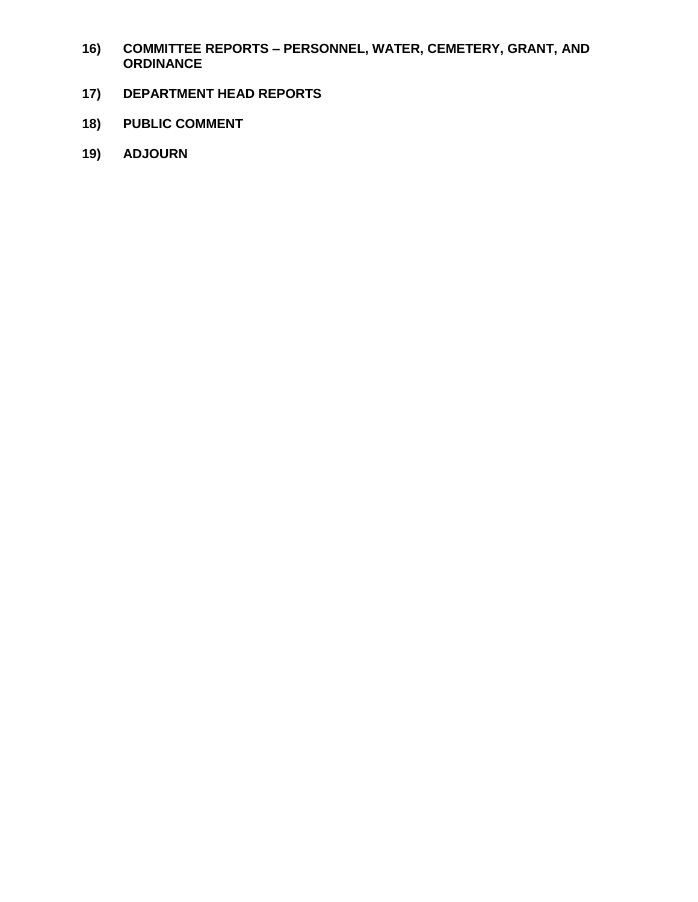**16) COMMITTEE REPORTS – PERSONNEL, WATER, CEMETERY, GRANT, AND ORDINANCE**

**17) DEPARTMENT HEAD REPORTS**

**18) PUBLIC COMMENT**

**19) ADJOURN**